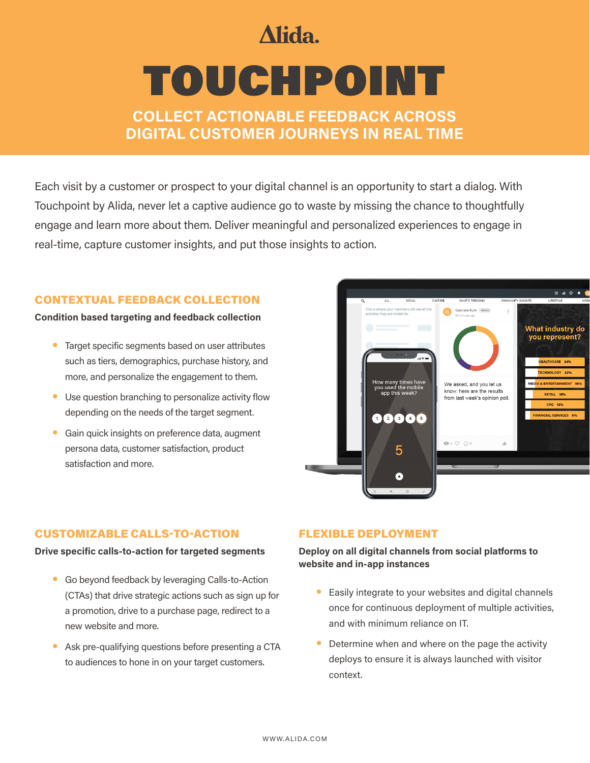Alida.

# TOUCHPOINT

## COLLECT ACTIONABLE FEEDBACK ACROSS DIGITAL CUSTOMER JOURNEYS IN REAL TIME

Each visit by a customer or prospect to your digital channel is an opportunity to start a dialog. With Touchpoint by Alida, never let a captive audience go to waste by missing the chance to thoughtfully engage and learn more about them. Deliver meaningful and personalized experiences to engage in real-time, capture customer insights, and put those insights to action.

### CONTEXTUAL FEEDBACK COLLECTION

**Condition based targeting and feedback collection**

- Target specific segments based on user attributes such as tiers, demographics, purchase history, and more, and personalize the engagement to them.
- Use question branching to personalize activity flow depending on the needs of the target segment.
- Gain quick insights on preference data, augment persona data, customer satisfaction, product satisfaction and more.

### CUSTOMIZABLE CALLS-TO-ACTION

**Drive specific calls-to-action for targeted segments**

- Go beyond feedback by leveraging Calls-to-Action (CTAs) that drive strategic actions such as sign up for a promotion, drive to a purchase page, redirect to a new website and more.
- Ask pre-qualifying questions before presenting a CTA to audiences to hone in on your target customers.

### FLEXIBLE DEPLOYMENT

**Deploy on all digital channels from social platforms to website and in-app instances**

- Easily integrate to your websites and digital channels once for continuous deployment of multiple activities, and with minimum reliance on IT.
- Determine when and where on the page the activity deploys to ensure it is always launched with visitor context.

WWW.ALIDA.COM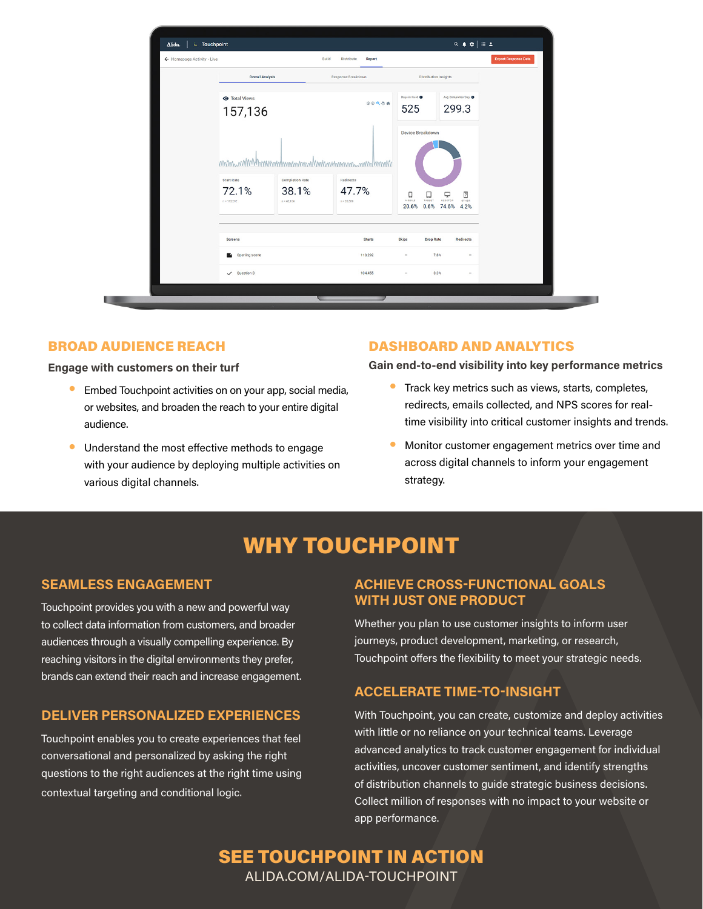## BROAD AUDIENCE REACH

**Engage with customers on their turf**

- Embed Touchpoint activities on on your app, social media, or websites, and broaden the reach to your entire digital audience.
- Understand the most effective methods to engage with your audience by deploying multiple activities on various digital channels.

## DASHBOARD AND ANALYTICS

**Gain end-to-end visibility into key performance metrics**

- Track key metrics such as views, starts, completes, redirects, emails collected, and NPS scores for real-time visibility into critical customer insights and trends.
- Monitor customer engagement metrics over time and across digital channels to inform your engagement strategy.

# WHY TOUCHPOINT

## SEAMLESS ENGAGEMENT

Touchpoint provides you with a new and powerful way to collect data information from customers, and broader audiences through a visually compelling experience. By reaching visitors in the digital environments they prefer, brands can extend their reach and increase engagement.

## DELIVER PERSONALIZED EXPERIENCES

Touchpoint enables you to create experiences that feel conversational and personalized by asking the right questions to the right audiences at the right time using contextual targeting and conditional logic.

## ACHIEVE CROSS-FUNCTIONAL GOALS WITH JUST ONE PRODUCT

Whether you plan to use customer insights to inform user journeys, product development, marketing, or research, Touchpoint offers the flexibility to meet your strategic needs.

## ACCELERATE TIME-TO-INSIGHT

With Touchpoint, you can create, customize and deploy activities with little or no reliance on your technical teams. Leverage advanced analytics to track customer engagement for individual activities, uncover customer sentiment, and identify strengths of distribution channels to guide strategic business decisions. Collect million of responses with no impact to your website or app performance.

# SEE TOUCHPOINT IN ACTION

ALIDA.COM/ALIDA-TOUCHPOINT